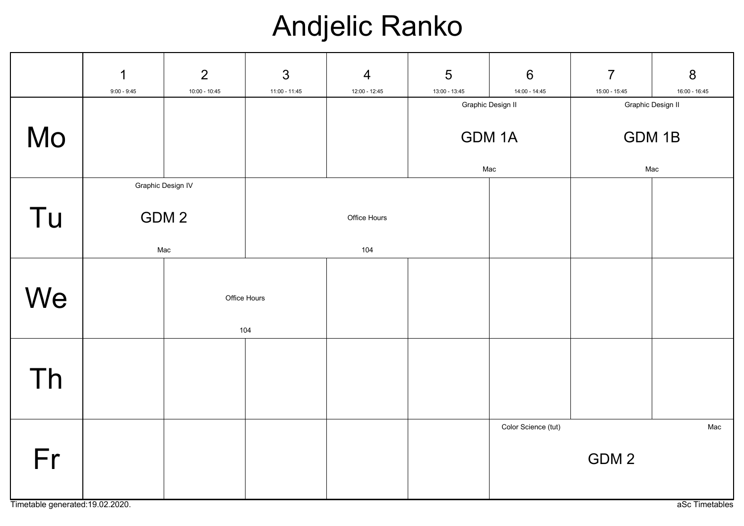# Andjelic Ranko

| | 1<br>9:00 - 9:45 | 2<br>10:00 - 10:45 | 3<br>11:00 - 11:45 | 4<br>12:00 - 12:45 | 5<br>13:00 - 13:45 | 6<br>14:00 - 14:45 | 7<br>15:00 - 15:45 | 8<br>16:00 - 16:45 |
|---|---|---|---|---|---|---|---|---|
| Mo | | | | | Graphic Design II<br>GDM 1A<br>Mac | | Graphic Design II<br>GDM 1B<br>Mac | |
| Tu | Graphic Design IV<br>GDM 2<br>Mac | | Office Hours<br>104 | | | | | |
| We | | Office Hours<br>104 | | | | | | |
| Th | | | | | | | | |
| Fr | | | | | | Color Science (tut)<br>GDM 2<br>Mac | | |

Timetable generated:19.02.2020.

aSc Timetables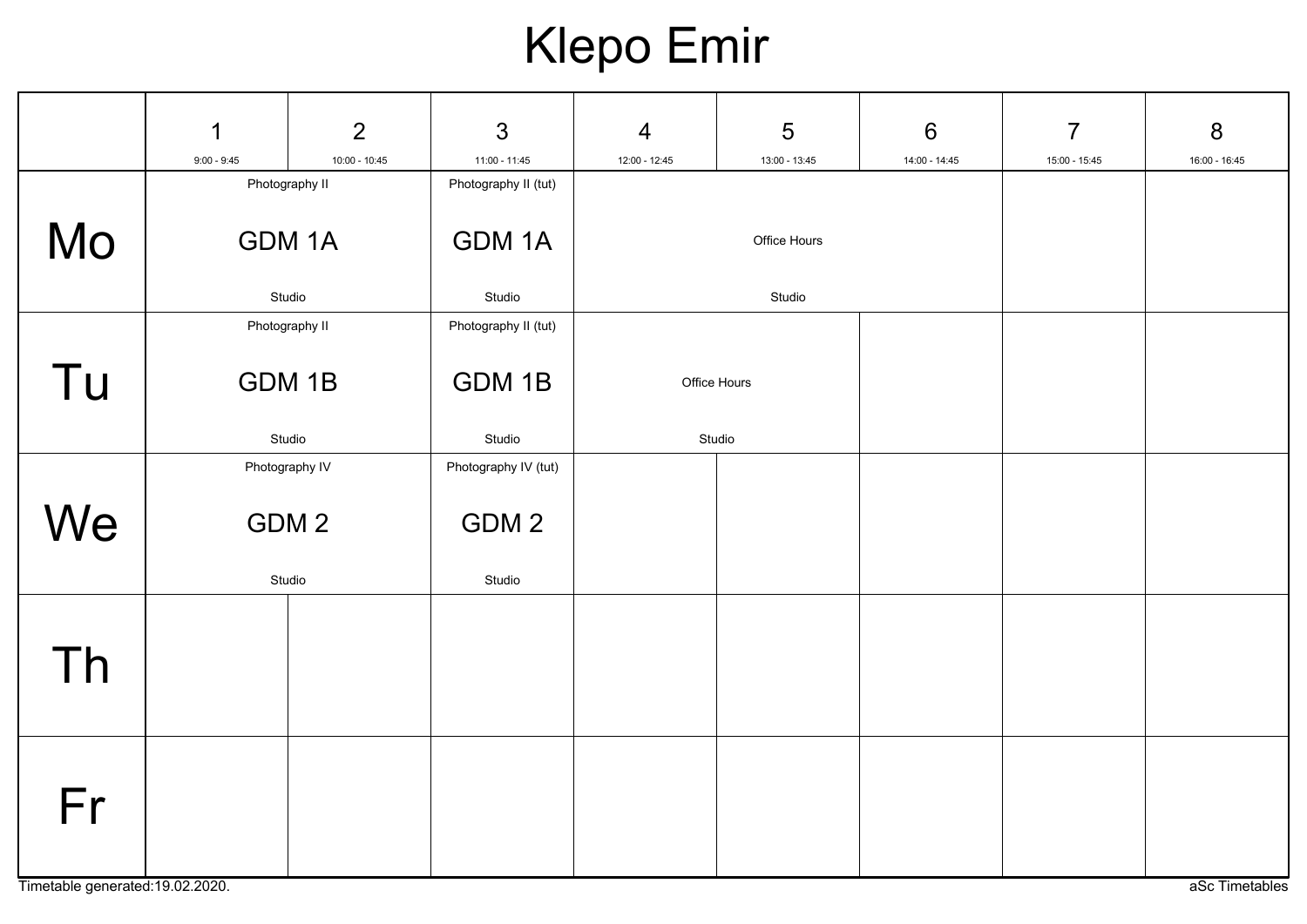# Klepo Emir

| | 1<br>9:00 - 9:45 | 2<br>10:00 - 10:45 | 3<br>11:00 - 11:45 | 4<br>12:00 - 12:45 | 5<br>13:00 - 13:45 | 6<br>14:00 - 14:45 | 7<br>15:00 - 15:45 | 8<br>16:00 - 16:45 |
|---|---|---|---|---|---|---|---|---|
| Mo | Photography II<br>GDM 1A<br>Studio | | Photography II (tut)<br>GDM 1A<br>Studio | Office Hours<br>Studio | | | | |
| Tu | Photography II<br>GDM 1B<br>Studio | | Photography II (tut)<br>GDM 1B<br>Studio | Office Hours<br>Studio | | | | |
| We | Photography IV<br>GDM 2<br>Studio | | Photography IV (tut)<br>GDM 2<br>Studio | | | | | |
| Th | | | | | | | | |
| Fr | | | | | | | | |

Timetable generated:19.02.2020.

aSc Timetables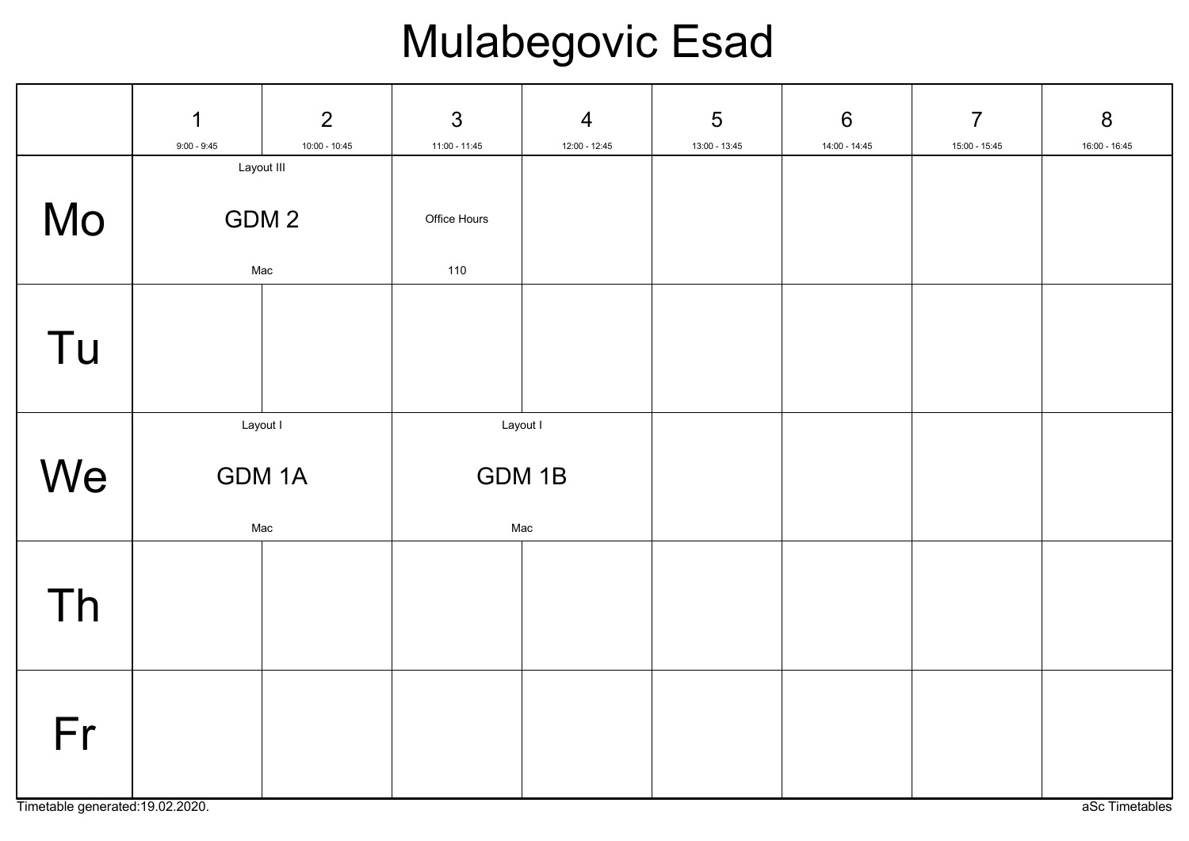# Mulabegovic Esad

| | 1<br>9:00 - 9:45 | 2<br>10:00 - 10:45 | 3<br>11:00 - 11:45 | 4<br>12:00 - 12:45 | 5<br>13:00 - 13:45 | 6<br>14:00 - 14:45 | 7<br>15:00 - 15:45 | 8<br>16:00 - 16:45 |
|---|---|---|---|---|---|---|---|---|
| Mo | Layout III<br>GDM 2<br>Mac | | Office Hours<br>110 | | | | | |
| Tu | | | | | | | | |
| We | Layout I<br>GDM 1A<br>Mac | | Layout I<br>GDM 1B<br>Mac | | | | | |
| Th | | | | | | | | |
| Fr | | | | | | | | |

Timetable generated:19.02.2020.

aSc Timetables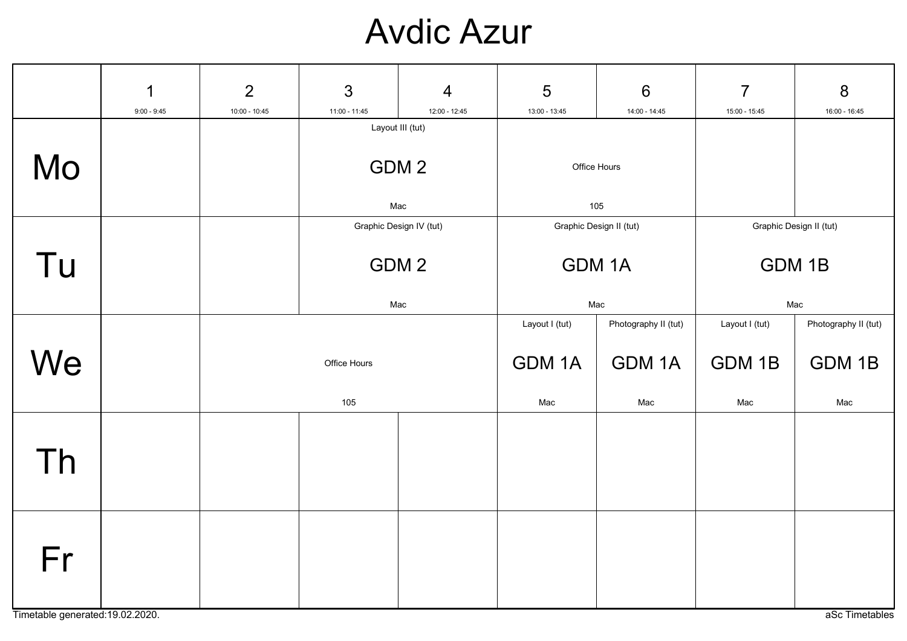# Avdic Azur

| | 1<br>9:00 - 9:45 | 2<br>10:00 - 10:45 | 3<br>11:00 - 11:45 | 4<br>12:00 - 12:45 | 5<br>13:00 - 13:45 | 6<br>14:00 - 14:45 | 7<br>15:00 - 15:45 | 8<br>16:00 - 16:45 |
|---|---|---|---|---|---|---|---|---|
| **Mo** | | | Layout III (tut)<br>GDM 2<br>Mac | | Office Hours<br>105 | | | |
| **Tu** | | | Graphic Design IV (tut)<br>GDM 2<br>Mac | | Graphic Design II (tut)<br>GDM 1A<br>Mac | | Graphic Design II (tut)<br>GDM 1B<br>Mac | |
| **We** | | Office Hours<br>105 | | | Layout I (tut)<br>GDM 1A<br>Mac | Photography II (tut)<br>GDM 1A<br>Mac | Layout I (tut)<br>GDM 1B<br>Mac | Photography II (tut)<br>GDM 1B<br>Mac |
| **Th** | | | | | | | | |
| **Fr** | | | | | | | | |

Timetable generated:19.02.2020.

aSc Timetables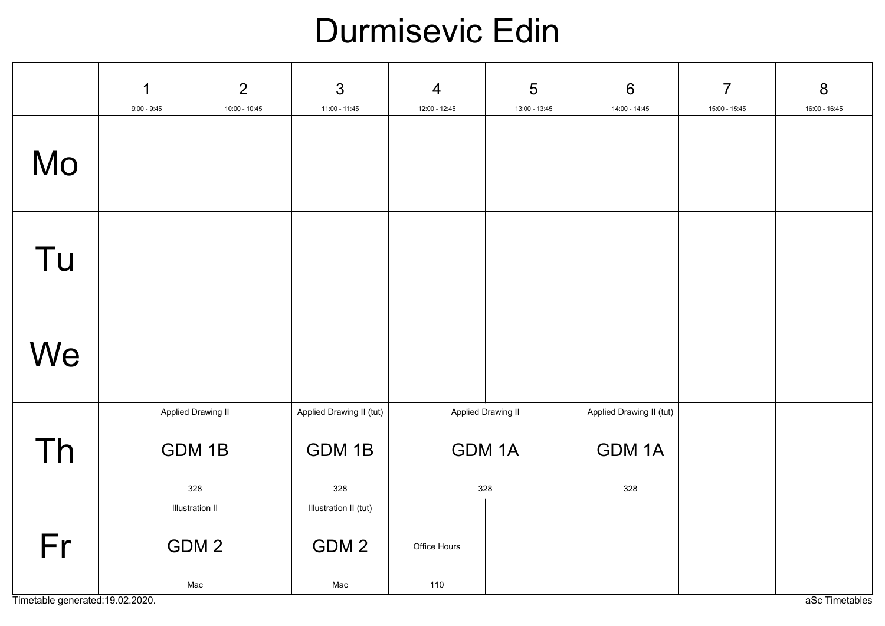# Durmisevic Edin

| | 1<br>9:00 - 9:45 | 2<br>10:00 - 10:45 | 3<br>11:00 - 11:45 | 4<br>12:00 - 12:45 | 5<br>13:00 - 13:45 | 6<br>14:00 - 14:45 | 7<br>15:00 - 15:45 | 8<br>16:00 - 16:45 |
|---|---|---|---|---|---|---|---|---|
| Mo | | | | | | | | |
| Tu | | | | | | | | |
| We | | | | | | | | |
| Th | Applied Drawing II<br>GDM 1B<br>328 | | Applied Drawing II (tut)<br>GDM 1B<br>328 | Applied Drawing II<br>GDM 1A<br>328 | | Applied Drawing II (tut)<br>GDM 1A<br>328 | | |
| Fr | Illustration II<br>GDM 2<br>Mac | | Illustration II (tut)<br>GDM 2<br>Mac | Office Hours<br>110 | | | | |

Timetable generated:19.02.2020.

aSc Timetables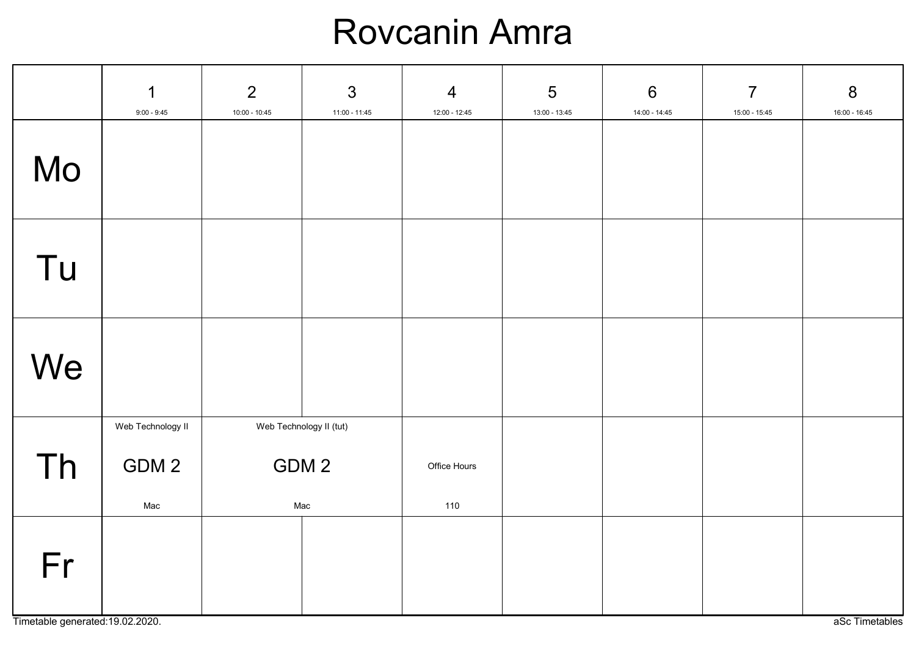# Rovcanin Amra

| | 1<br>9:00 - 9:45 | 2<br>10:00 - 10:45 | 3<br>11:00 - 11:45 | 4<br>12:00 - 12:45 | 5<br>13:00 - 13:45 | 6<br>14:00 - 14:45 | 7<br>15:00 - 15:45 | 8<br>16:00 - 16:45 |
|---|---|---|---|---|---|---|---|---|
| Mo | | | | | | | | |
| Tu | | | | | | | | |
| We | | | | | | | | |
| Th | Web Technology II<br>GDM 2<br>Mac | Web Technology II (tut)<br>GDM 2<br>Mac | | Office Hours<br>110 | | | | |
| Fr | | | | | | | | |

Timetable generated:19.02.2020.

aSc Timetables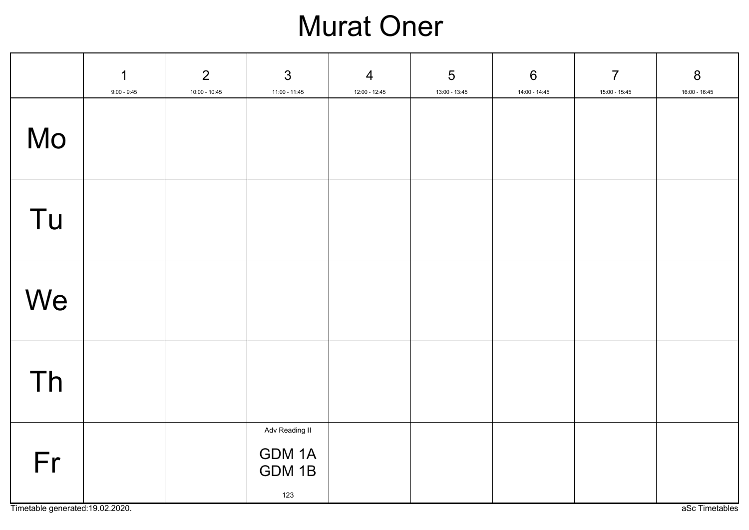# Murat Oner

| | 1<br>9:00 - 9:45 | 2<br>10:00 - 10:45 | 3<br>11:00 - 11:45 | 4<br>12:00 - 12:45 | 5<br>13:00 - 13:45 | 6<br>14:00 - 14:45 | 7<br>15:00 - 15:45 | 8<br>16:00 - 16:45 |
|---|---|---|---|---|---|---|---|---|
| Mo | | | | | | | | |
| Tu | | | | | | | | |
| We | | | | | | | | |
| Th | | | | | | | | |
| Fr | | | Adv Reading II<br>GDM 1A<br>GDM 1B<br>123 | | | | | |

Timetable generated:19.02.2020.

aSc Timetables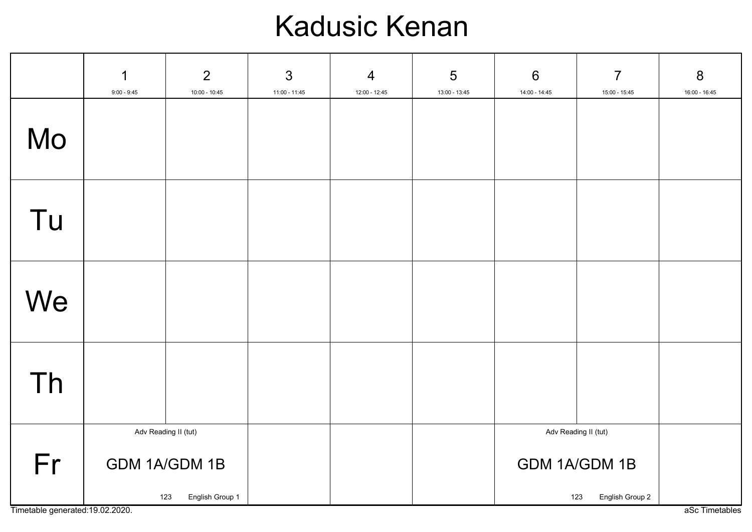# Kadusic Kenan

| | 1<br>9:00 - 9:45 | 2<br>10:00 - 10:45 | 3<br>11:00 - 11:45 | 4<br>12:00 - 12:45 | 5<br>13:00 - 13:45 | 6<br>14:00 - 14:45 | 7<br>15:00 - 15:45 | 8<br>16:00 - 16:45 |
|---|---|---|---|---|---|---|---|---|
| Mo | | | | | | | | |
| Tu | | | | | | | | |
| We | | | | | | | | |
| Th | | | | | | | | |
| Fr | Adv Reading II (tut)<br>GDM 1A/GDM 1B<br>123 English Group 1 | | | | | Adv Reading II (tut)<br>GDM 1A/GDM 1B<br>123 English Group 2 | | |

Timetable generated:19.02.2020.

aSc Timetables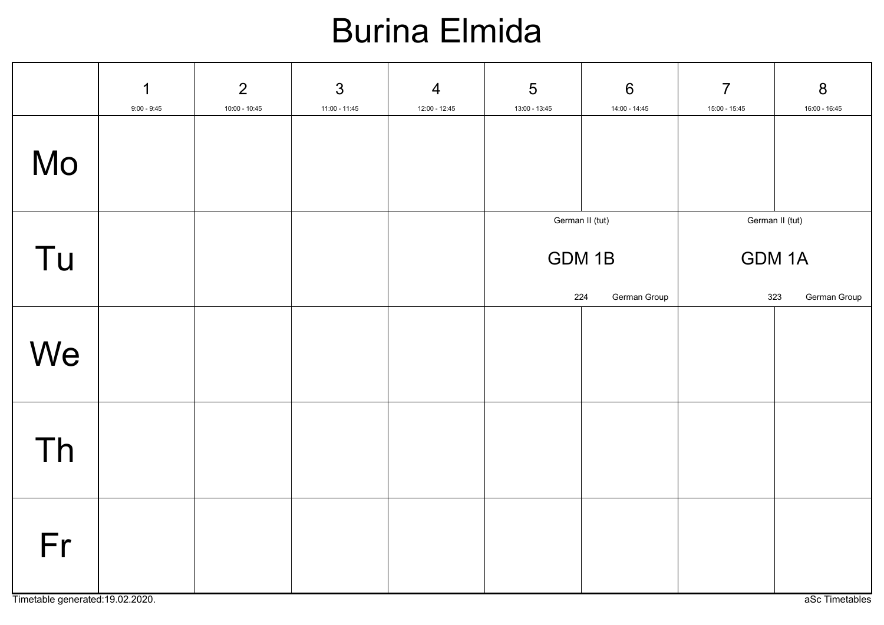# Burina Elmida

| | 1<br>9:00 - 9:45 | 2<br>10:00 - 10:45 | 3<br>11:00 - 11:45 | 4<br>12:00 - 12:45 | 5<br>13:00 - 13:45 | 6<br>14:00 - 14:45 | 7<br>15:00 - 15:45 | 8<br>16:00 - 16:45 |
|---|---|---|---|---|---|---|---|---|
| Mo | | | | | | | | |
| Tu | | | | | German II (tut)<br>GDM 1B<br>224 German Group | | German II (tut)<br>GDM 1A<br>323 German Group | |
| We | | | | | | | | |
| Th | | | | | | | | |
| Fr | | | | | | | | |

Timetable generated:19.02.2020.

aSc Timetables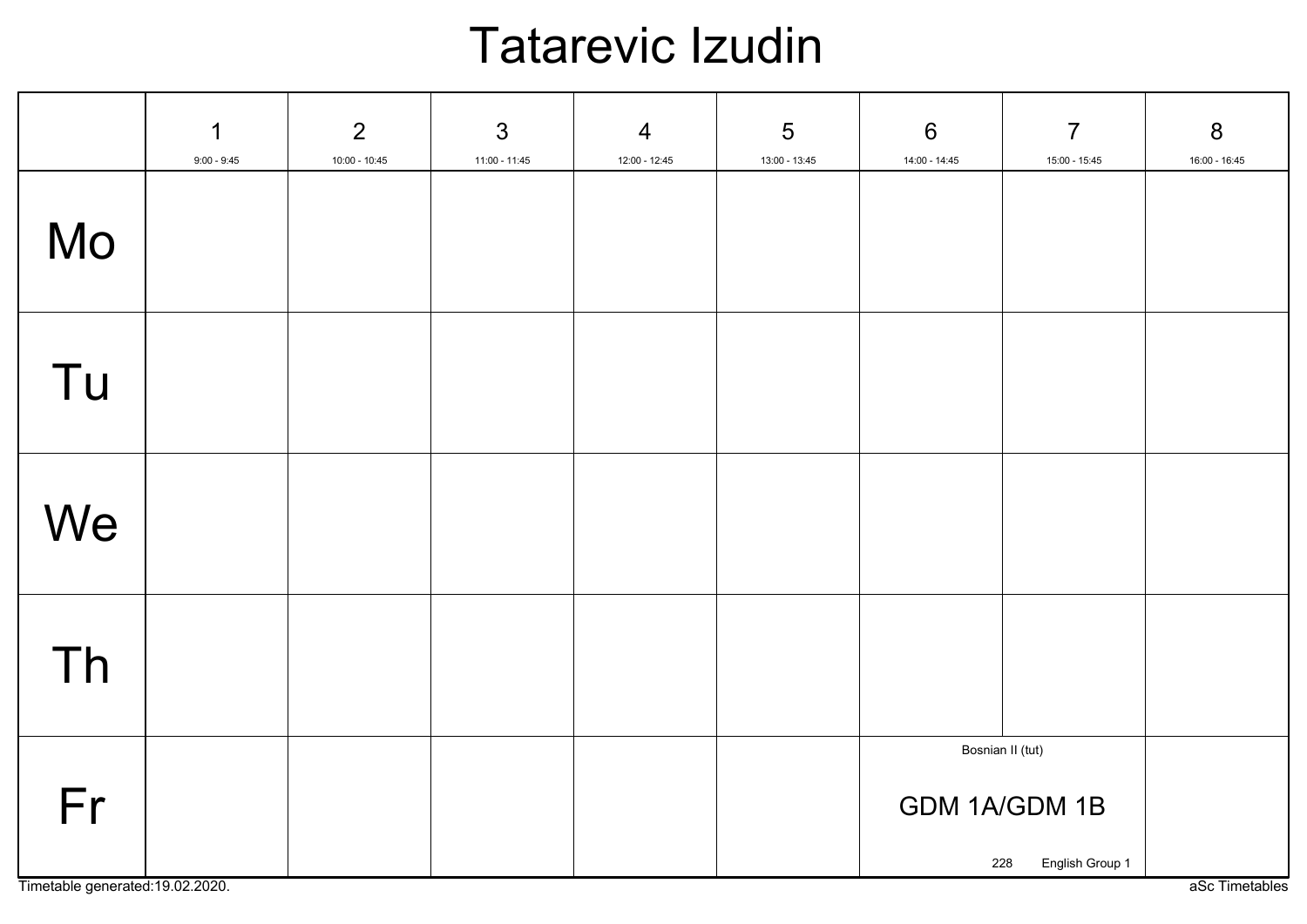# Tatarevic Izudin

| | 1<br>9:00 - 9:45 | 2<br>10:00 - 10:45 | 3<br>11:00 - 11:45 | 4<br>12:00 - 12:45 | 5<br>13:00 - 13:45 | 6<br>14:00 - 14:45 | 7<br>15:00 - 15:45 | 8<br>16:00 - 16:45 |
|---|---|---|---|---|---|---|---|---|
| Mo | | | | | | | | |
| Tu | | | | | | | | |
| We | | | | | | | | |
| Th | | | | | | | | |
| Fr | | | | | | Bosnian II (tut)<br>GDM 1A/GDM 1B<br>228 English Group 1 | | |

Timetable generated:19.02.2020.

aSc Timetables